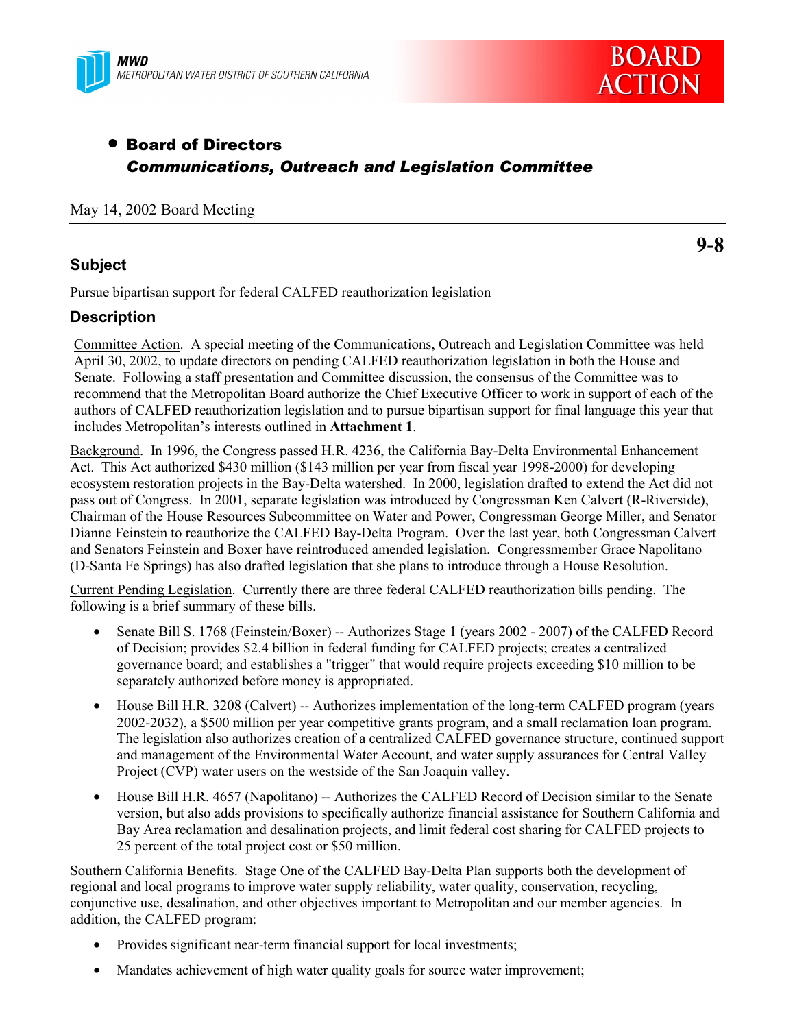MWD
METROPOLITAN WATER DISTRICT OF SOUTHERN CALIFORNIA

**BOARD ACTION**

- **Board of Directors**
  ***Communications, Outreach and Legislation Committee***

May 14, 2002 Board Meeting

**9-8**

## Subject

Pursue bipartisan support for federal CALFED reauthorization legislation

## Description

Committee Action. A special meeting of the Communications, Outreach and Legislation Committee was held April 30, 2002, to update directors on pending CALFED reauthorization legislation in both the House and Senate. Following a staff presentation and Committee discussion, the consensus of the Committee was to recommend that the Metropolitan Board authorize the Chief Executive Officer to work in support of each of the authors of CALFED reauthorization legislation and to pursue bipartisan support for final language this year that includes Metropolitan's interests outlined in **Attachment 1**.

Background. In 1996, the Congress passed H.R. 4236, the California Bay-Delta Environmental Enhancement Act. This Act authorized $430 million ($143 million per year from fiscal year 1998-2000) for developing ecosystem restoration projects in the Bay-Delta watershed. In 2000, legislation drafted to extend the Act did not pass out of Congress. In 2001, separate legislation was introduced by Congressman Ken Calvert (R-Riverside), Chairman of the House Resources Subcommittee on Water and Power, Congressman George Miller, and Senator Dianne Feinstein to reauthorize the CALFED Bay-Delta Program. Over the last year, both Congressman Calvert and Senators Feinstein and Boxer have reintroduced amended legislation. Congressmember Grace Napolitano (D-Santa Fe Springs) has also drafted legislation that she plans to introduce through a House Resolution.

Current Pending Legislation. Currently there are three federal CALFED reauthorization bills pending. The following is a brief summary of these bills.

- Senate Bill S. 1768 (Feinstein/Boxer) -- Authorizes Stage 1 (years 2002 - 2007) of the CALFED Record of Decision; provides $2.4 billion in federal funding for CALFED projects; creates a centralized governance board; and establishes a "trigger" that would require projects exceeding $10 million to be separately authorized before money is appropriated.
- House Bill H.R. 3208 (Calvert) -- Authorizes implementation of the long-term CALFED program (years 2002-2032), a $500 million per year competitive grants program, and a small reclamation loan program. The legislation also authorizes creation of a centralized CALFED governance structure, continued support and management of the Environmental Water Account, and water supply assurances for Central Valley Project (CVP) water users on the westside of the San Joaquin valley.
- House Bill H.R. 4657 (Napolitano) -- Authorizes the CALFED Record of Decision similar to the Senate version, but also adds provisions to specifically authorize financial assistance for Southern California and Bay Area reclamation and desalination projects, and limit federal cost sharing for CALFED projects to 25 percent of the total project cost or $50 million.

Southern California Benefits. Stage One of the CALFED Bay-Delta Plan supports both the development of regional and local programs to improve water supply reliability, water quality, conservation, recycling, conjunctive use, desalination, and other objectives important to Metropolitan and our member agencies. In addition, the CALFED program:

- Provides significant near-term financial support for local investments;
- Mandates achievement of high water quality goals for source water improvement;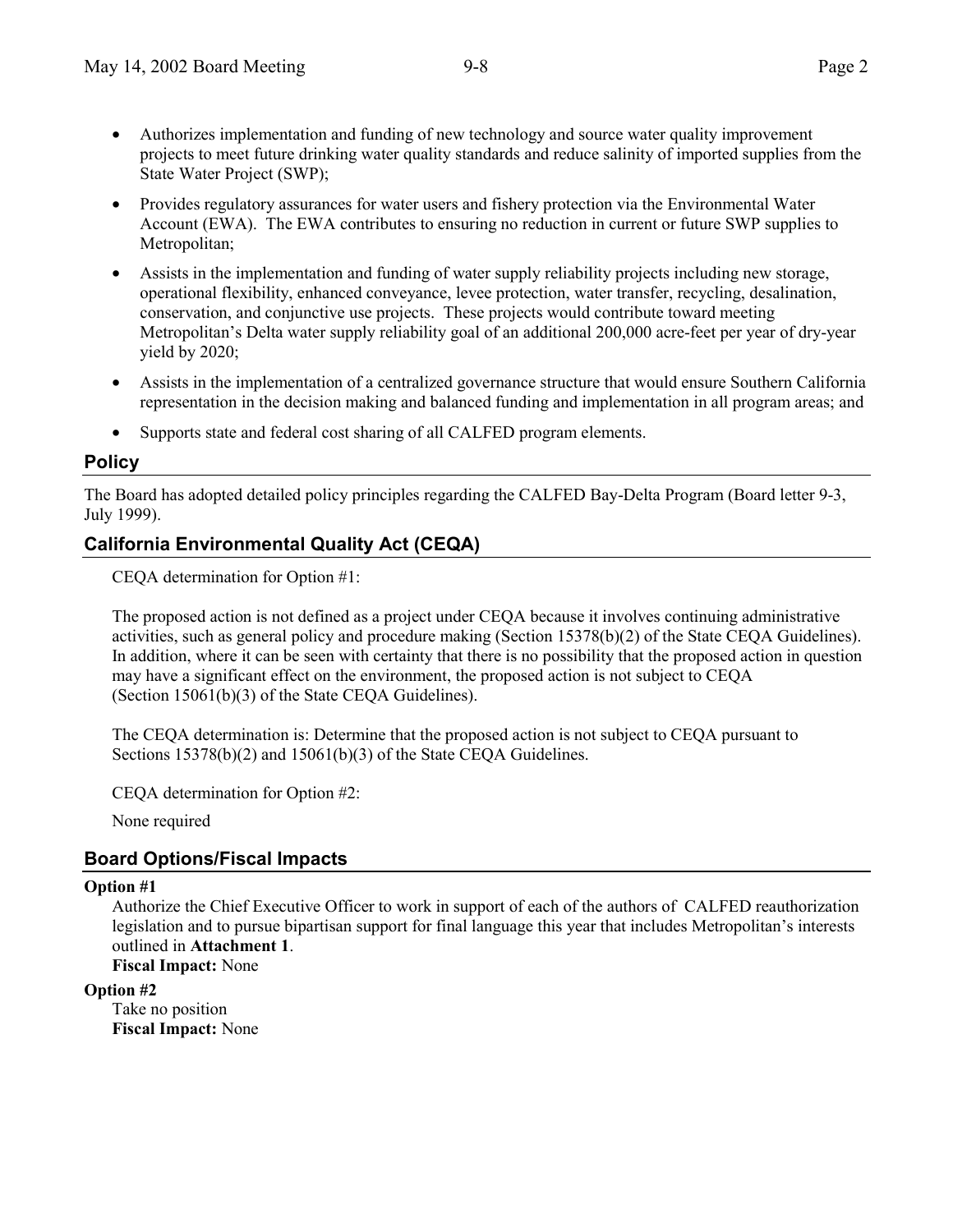- Authorizes implementation and funding of new technology and source water quality improvement projects to meet future drinking water quality standards and reduce salinity of imported supplies from the State Water Project (SWP);
- Provides regulatory assurances for water users and fishery protection via the Environmental Water Account (EWA). The EWA contributes to ensuring no reduction in current or future SWP supplies to Metropolitan;
- Assists in the implementation and funding of water supply reliability projects including new storage, operational flexibility, enhanced conveyance, levee protection, water transfer, recycling, desalination, conservation, and conjunctive use projects. These projects would contribute toward meeting Metropolitan's Delta water supply reliability goal of an additional 200,000 acre-feet per year of dry-year yield by 2020;
- Assists in the implementation of a centralized governance structure that would ensure Southern California representation in the decision making and balanced funding and implementation in all program areas; and
- Supports state and federal cost sharing of all CALFED program elements.

## Policy

The Board has adopted detailed policy principles regarding the CALFED Bay-Delta Program (Board letter 9-3, July 1999).

## California Environmental Quality Act (CEQA)

CEQA determination for Option #1:

The proposed action is not defined as a project under CEQA because it involves continuing administrative activities, such as general policy and procedure making (Section 15378(b)(2) of the State CEQA Guidelines). In addition, where it can be seen with certainty that there is no possibility that the proposed action in question may have a significant effect on the environment, the proposed action is not subject to CEQA (Section 15061(b)(3) of the State CEQA Guidelines).

The CEQA determination is: Determine that the proposed action is not subject to CEQA pursuant to Sections 15378(b)(2) and 15061(b)(3) of the State CEQA Guidelines.

CEQA determination for Option #2:

None required

## Board Options/Fiscal Impacts

**Option #1**

Authorize the Chief Executive Officer to work in support of each of the authors of CALFED reauthorization legislation and to pursue bipartisan support for final language this year that includes Metropolitan's interests outlined in **Attachment 1**.

**Fiscal Impact:** None

**Option #2**

Take no position

**Fiscal Impact:** None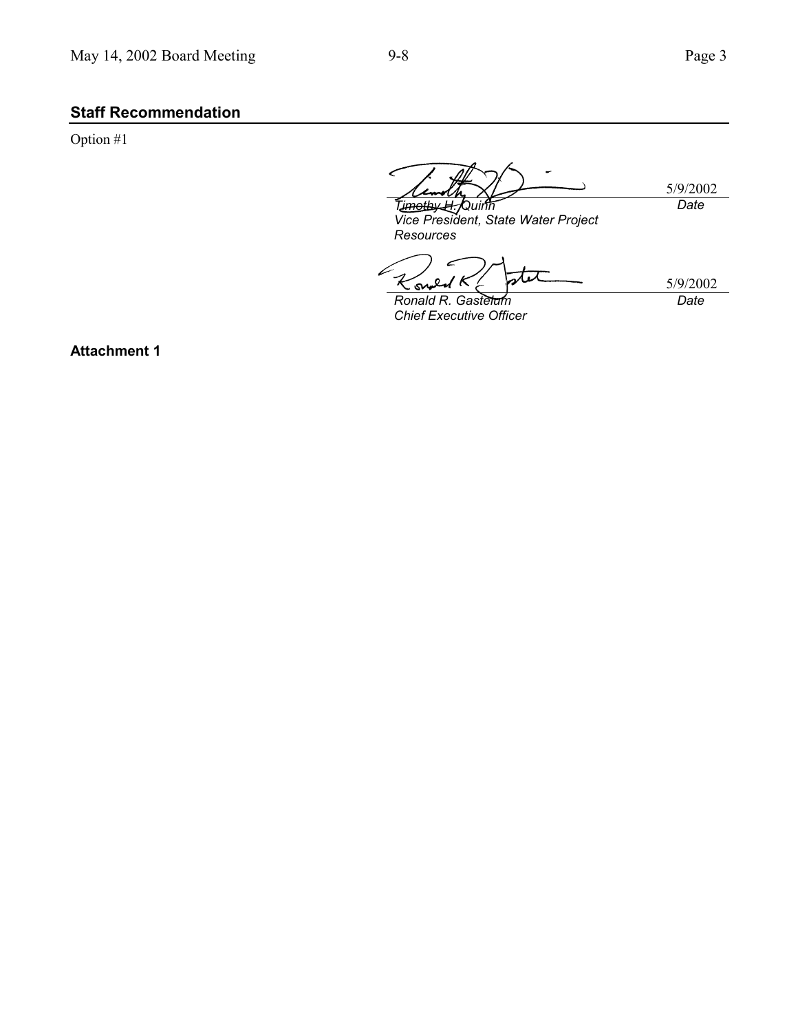## Staff Recommendation

Option #1

| | |
|---|---|
| 5/9/2002 | |
| *Timothy H. Quinn* | *Date* |
| *Vice President, State Water Project Resources* | |

| | |
|---|---|
| 5/9/2002 | |
| *Ronald R. Gastelum* | *Date* |
| *Chief Executive Officer* | |

**Attachment 1**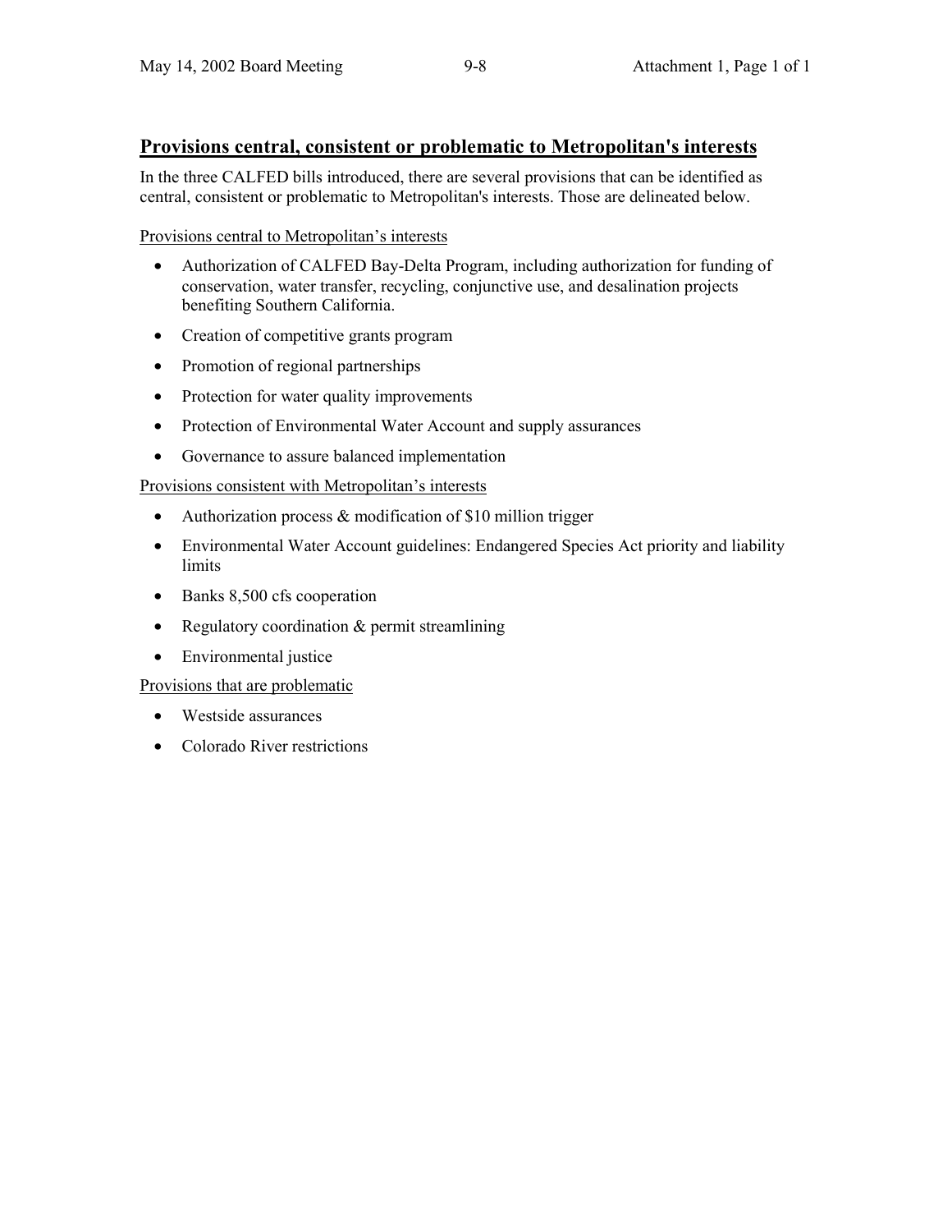## Provisions central, consistent or problematic to Metropolitan's interests

In the three CALFED bills introduced, there are several provisions that can be identified as central, consistent or problematic to Metropolitan's interests. Those are delineated below.

Provisions central to Metropolitan's interests

- Authorization of CALFED Bay-Delta Program, including authorization for funding of conservation, water transfer, recycling, conjunctive use, and desalination projects benefiting Southern California.
- Creation of competitive grants program
- Promotion of regional partnerships
- Protection for water quality improvements
- Protection of Environmental Water Account and supply assurances
- Governance to assure balanced implementation

Provisions consistent with Metropolitan's interests

- Authorization process & modification of $10 million trigger
- Environmental Water Account guidelines: Endangered Species Act priority and liability limits
- Banks 8,500 cfs cooperation
- Regulatory coordination & permit streamlining
- Environmental justice

Provisions that are problematic

- Westside assurances
- Colorado River restrictions